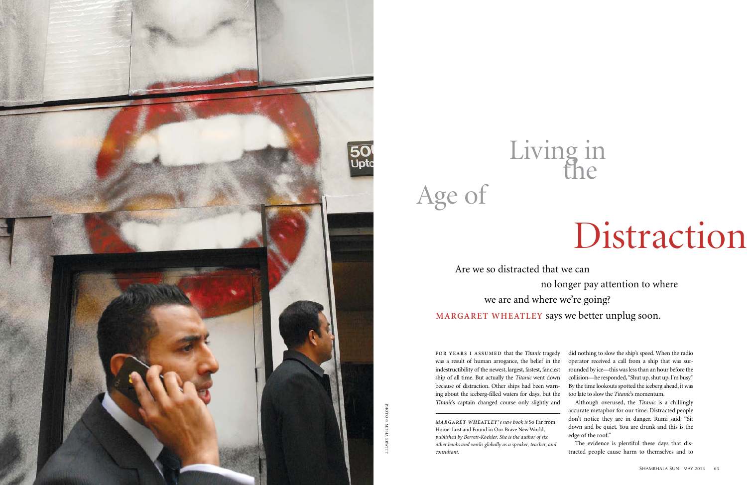# Living in the Age of Distraction

Are we so distracted that we can no longer pay attention to where we are and where we're going? **MARGARET WHEATLEY** says we better unplug soon.

PHOTO © MISHA ERWITT

**FOR YEARS I ASSUMED** that the *Titanic* tragedy was a result of human arrogance, the belief in the indestructibility of the newest, largest, fastest, fanciest ship of all time. But actually the *Titanic* went down because of distraction. Other ships had been warning about the iceberg-filled waters for days, but the *Titanic*'s captain changed course only slightly and did nothing to slow the ship's speed. When the radio operator received a call from a ship that was surrounded by ice—this was less than an hour before the collision—he responded, "Shut up, shut up, I'm busy." By the time lookouts spotted the iceberg ahead, it was too late to slow the *Titanic*'s momentum.

Although overused, the *Titanic* is a chillingly accurate metaphor for our time. Distracted people don't notice they are in danger. Rumi said: "Sit down and be quiet. You are drunk and this is the edge of the roof."

The evidence is plentiful these days that distracted people cause harm to themselves and to

---

*MARGARET WHEATLEY's new book is* So Far from Home: Lost and Found in Our Brave New World, *published by Berrett-Koehler. She is the author of six other books and works globally as a speaker, teacher, and consultant.*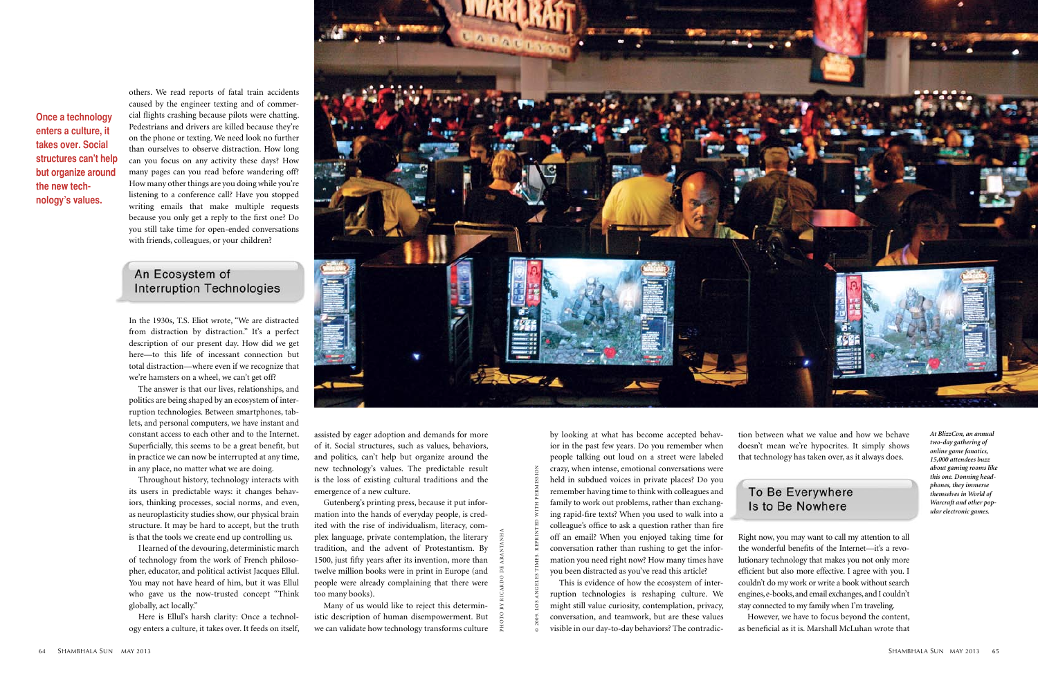others. We read reports of fatal train accidents caused by the engineer texting and of commercial flights crashing because pilots were chatting. Pedestrians and drivers are killed because they're on the phone or texting. We need look no further than ourselves to observe distraction. How long can you focus on any activity these days? How many pages can you read before wandering off? How many other things are you doing while you're listening to a conference call? Have you stopped writing emails that make multiple requests because you only get a reply to the first one? Do you still take time for open-ended conversations with friends, colleagues, or your children?

**Once a technology enters a culture, it takes over. Social structures can't help but organize around the new technology's values.**

## An Ecosystem of Interruption Technologies

In the 1930s, T.S. Eliot wrote, "We are distracted from distraction by distraction." It's a perfect description of our present day. How did we get here—to this life of incessant connection but total distraction—where even if we recognize that we're hamsters on a wheel, we can't get off?

The answer is that our lives, relationships, and politics are being shaped by an ecosystem of interruption technologies. Between smartphones, tablets, and personal computers, we have instant and constant access to each other and to the Internet. Superficially, this seems to be a great benefit, but in practice we can now be interrupted at any time, in any place, no matter what we are doing.

Throughout history, technology interacts with its users in predictable ways: it changes behaviors, thinking processes, social norms, and even, as neuroplasticity studies show, our physical brain structure. It may be hard to accept, but the truth is that the tools we create end up controlling us.

I learned of the devouring, deterministic march of technology from the work of French philosopher, educator, and political activist Jacques Ellul. You may not have heard of him, but it was Ellul who gave us the now-trusted concept "Think globally, act locally."

Here is Ellul's harsh clarity: Once a technology enters a culture, it takes over. It feeds on itself, assisted by eager adoption and demands for more of it. Social structures, such as values, behaviors, and politics, can't help but organize around the new technology's values. The predictable result is the loss of existing cultural traditions and the emergence of a new culture.

Gutenberg's printing press, because it put information into the hands of everyday people, is credited with the rise of individualism, literacy, complex language, private contemplation, the literary tradition, and the advent of Protestantism. By 1500, just fifty years after its invention, more than twelve million books were in print in Europe (and people were already complaining that there were too many books).

Many of us would like to reject this deterministic description of human disempowerment. But we can validate how technology transforms culture by looking at what has become accepted behavior in the past few years. Do you remember when people talking out loud on a street were labeled crazy, when intense, emotional conversations were held in subdued voices in private places? Do you remember having time to think with colleagues and family to work out problems, rather than exchanging rapid-fire texts? When you used to walk into a colleague's office to ask a question rather than fire off an email? When you enjoyed taking time for conversation rather than rushing to get the information you need right now? How many times have you been distracted as you've read this article?

This is evidence of how the ecosystem of interruption technologies is reshaping culture. We might still value curiosity, contemplation, privacy, conversation, and teamwork, but are these values visible in our day-to-day behaviors? The contradiction between what we value and how we behave doesn't mean we're hypocrites. It simply shows that technology has taken over, as it always does.

*At BlizzCon, an annual two-day gathering of online game fanatics, 15,000 attendees buzz about gaming rooms like this one. Donning headphones, they immerse themselves in World of Warcraft and other popular electronic games.*

PHOTO BY RICARDO DE ARANTANHA © 2009, LOS ANGELES TIMES. REPRINTED WITH PERMISSION

## To Be Everywhere Is to Be Nowhere

Right now, you may want to call my attention to all the wonderful benefits of the Internet—it's a revolutionary technology that makes you not only more efficient but also more effective. I agree with you. I couldn't do my work or write a book without search engines, e-books, and email exchanges, and I couldn't stay connected to my family when I'm traveling.

However, we have to focus beyond the content, as beneficial as it is. Marshall McLuhan wrote that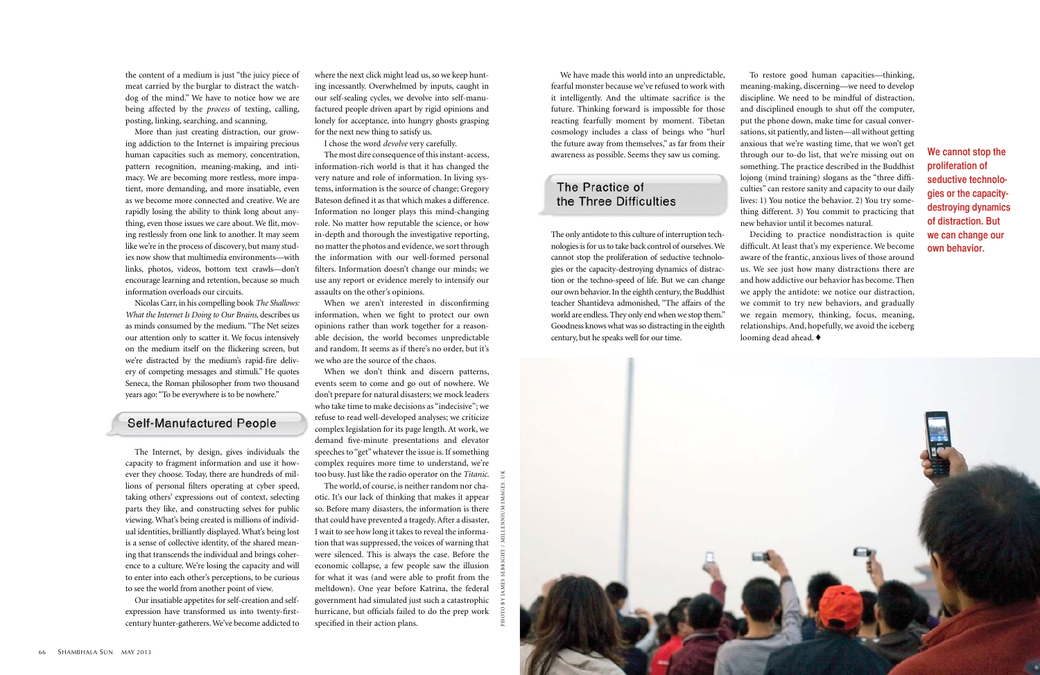the content of a medium is just "the juicy piece of meat carried by the burglar to distract the watchdog of the mind." We have to notice how we are being affected by the *process* of texting, calling, posting, linking, searching, and scanning.

More than just creating distraction, our growing addiction to the Internet is impairing precious human capacities such as memory, concentration, pattern recognition, meaning-making, and intimacy. We are becoming more restless, more impatient, more demanding, and more insatiable, even as we become more connected and creative. We are rapidly losing the ability to think long about anything, even those issues we care about. We flit, moving restlessly from one link to another. It may seem like we're in the process of discovery, but many studies now show that multimedia environments—with links, photos, videos, bottom text crawls—don't encourage learning and retention, because so much information overloads our circuits.

Nicolas Carr, in his compelling book *The Shallows: What the Internet Is Doing to Our Brains,* describes us as minds consumed by the medium. "The Net seizes our attention only to scatter it. We focus intensively on the medium itself on the flickering screen, but we're distracted by the medium's rapid-fire delivery of competing messages and stimuli." He quotes Seneca, the Roman philosopher from two thousand years ago: "To be everywhere is to be nowhere."

## Self-Manufactured People

The Internet, by design, gives individuals the capacity to fragment information and use it however they choose. Today, there are hundreds of millions of personal filters operating at cyber speed, taking others' expressions out of context, selecting parts they like, and constructing selves for public viewing. What's being created is millions of individual identities, brilliantly displayed. What's being lost is a sense of collective identity, of the shared meaning that transcends the individual and brings coherence to a culture. We're losing the capacity and will to enter into each other's perceptions, to be curious to see the world from another point of view.

Our insatiable appetites for self-creation and self-expression have transformed us into twenty-first-century hunter-gatherers. We've become addicted to where the next click might lead us, so we keep hunting incessantly. Overwhelmed by inputs, caught in our self-sealing cycles, we devolve into self-manufactured people driven apart by rigid opinions and lonely for acceptance, into hungry ghosts grasping for the next new thing to satisfy us.

I chose the word *devolve* very carefully.

The most dire consequence of this instant-access, information-rich world is that it has changed the very nature and role of information. In living systems, information is the source of change; Gregory Bateson defined it as that which makes a difference. Information no longer plays this mind-changing role. No matter how reputable the science, or how in-depth and thorough the investigative reporting, no matter the photos and evidence, we sort through the information with our well-formed personal filters. Information doesn't change our minds; we use any report or evidence merely to intensify our assaults on the other's opinions.

When we aren't interested in disconfirming information, when we fight to protect our own opinions rather than work together for a reasonable decision, the world becomes unpredictable and random. It seems as if there's no order, but it's we who are the source of the chaos.

When we don't think and discern patterns, events seem to come and go out of nowhere. We don't prepare for natural disasters; we mock leaders who take time to make decisions as "indecisive"; we refuse to read well-developed analyses; we criticize complex legislation for its page length. At work, we demand five-minute presentations and elevator speeches to "get" whatever the issue is. If something complex requires more time to understand, we're too busy. Just like the radio operator on the *Titanic.*

The world, of course, is neither random nor chaotic. It's our lack of thinking that makes it appear so. Before many disasters, the information is there that could have prevented a tragedy. After a disaster, I wait to see how long it takes to reveal the information that was suppressed, the voices of warning that were silenced. This is always the case. Before the economic collapse, a few people saw the illusion for what it was (and were able to profit from the meltdown). One year before Katrina, the federal government had simulated just such a catastrophic hurricane, but officials failed to do the prep work specified in their action plans.

We have made this world into an unpredictable, fearful monster because we've refused to work with it intelligently. And the ultimate sacrifice is the future. Thinking forward is impossible for those reacting fearfully moment by moment. Tibetan cosmology includes a class of beings who "hurl the future away from themselves," as far from their awareness as possible. Seems they saw us coming.

## The Practice of the Three Difficulties

The only antidote to this culture of interruption technologies is for us to take back control of ourselves. We cannot stop the proliferation of seductive technologies or the capacity-destroying dynamics of distraction or the techno-speed of life. But we can change our own behavior. In the eighth century, the Buddhist teacher Shantideva admonished, "The affairs of the world are endless. They only end when we stop them." Goodness knows what was so distracting in the eighth century, but he speaks well for our time.

To restore good human capacities—thinking, meaning-making, discerning—we need to develop discipline. We need to be mindful of distraction, and disciplined enough to shut off the computer, put the phone down, make time for casual conversations, sit patiently, and listen—all without getting anxious that we're wasting time, that we won't get through our to-do list, that we're missing out on something. The practice described in the Buddhist lojong (mind training) slogans as the "three difficulties" can restore sanity and capacity to our daily lives: 1) You notice the behavior. 2) You try something different. 3) You commit to practicing that new behavior until it becomes natural.

Deciding to practice nondistraction is quite difficult. At least that's my experience. We become aware of the frantic, anxious lives of those around us. We see just how many distractions there are and how addictive our behavior has become. Then we apply the antidote: we notice our distraction, we commit to try new behaviors, and gradually we regain memory, thinking, focus, meaning, relationships. And, hopefully, we avoid the iceberg looming dead ahead. ♦

**We cannot stop the proliferation of seductive technologies or the capacity-destroying dynamics of distraction. But we can change our own behavior.**

PHOTO BY JAMES SEBRIGHT / MILLENNIUM IMAGES UK